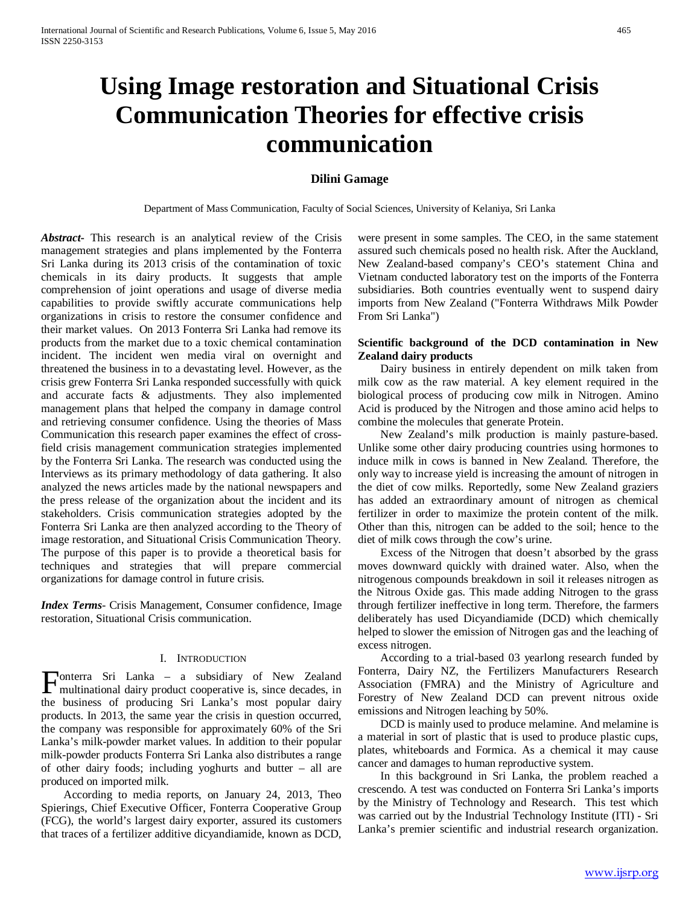# Using Image restoration and Situational Crisis Communication Theories for effective crisis communication

**Dilini Gamage**

Department of Mass Communication, Faculty of Social Sciences, University of Kelaniya, Sri Lanka

***Abstract*****-** This research is an analytical review of the Crisis management strategies and plans implemented by the Fonterra Sri Lanka during its 2013 crisis of the contamination of toxic chemicals in its dairy products. It suggests that ample comprehension of joint operations and usage of diverse media capabilities to provide swiftly accurate communications help organizations in crisis to restore the consumer confidence and their market values. On 2013 Fonterra Sri Lanka had remove its products from the market due to a toxic chemical contamination incident. The incident wen media viral on overnight and threatened the business in to a devastating level. However, as the crisis grew Fonterra Sri Lanka responded successfully with quick and accurate facts & adjustments. They also implemented management plans that helped the company in damage control and retrieving consumer confidence. Using the theories of Mass Communication this research paper examines the effect of cross-field crisis management communication strategies implemented by the Fonterra Sri Lanka. The research was conducted using the Interviews as its primary methodology of data gathering. It also analyzed the news articles made by the national newspapers and the press release of the organization about the incident and its stakeholders. Crisis communication strategies adopted by the Fonterra Sri Lanka are then analyzed according to the Theory of image restoration, and Situational Crisis Communication Theory. The purpose of this paper is to provide a theoretical basis for techniques and strategies that will prepare commercial organizations for damage control in future crisis.

***Index Terms***- Crisis Management, Consumer confidence, Image restoration, Situational Crisis communication.

## I. Introduction

Fonterra Sri Lanka – a subsidiary of New Zealand multinational dairy product cooperative is, since decades, in the business of producing Sri Lanka's most popular dairy products. In 2013, the same year the crisis in question occurred, the company was responsible for approximately 60% of the Sri Lanka's milk-powder market values. In addition to their popular milk-powder products Fonterra Sri Lanka also distributes a range of other dairy foods; including yoghurts and butter – all are produced on imported milk.

According to media reports, on January 24, 2013, Theo Spierings, Chief Executive Officer, Fonterra Cooperative Group (FCG), the world's largest dairy exporter, assured its customers that traces of a fertilizer additive dicyandiamide, known as DCD, were present in some samples. The CEO, in the same statement assured such chemicals posed no health risk. After the Auckland, New Zealand-based company's CEO's statement China and Vietnam conducted laboratory test on the imports of the Fonterra subsidiaries. Both countries eventually went to suspend dairy imports from New Zealand ("Fonterra Withdraws Milk Powder From Sri Lanka")

### Scientific background of the DCD contamination in New Zealand dairy products

Dairy business in entirely dependent on milk taken from milk cow as the raw material. A key element required in the biological process of producing cow milk in Nitrogen. Amino Acid is produced by the Nitrogen and those amino acid helps to combine the molecules that generate Protein.

New Zealand's milk production is mainly pasture-based. Unlike some other dairy producing countries using hormones to induce milk in cows is banned in New Zealand. Therefore, the only way to increase yield is increasing the amount of nitrogen in the diet of cow milks. Reportedly, some New Zealand graziers has added an extraordinary amount of nitrogen as chemical fertilizer in order to maximize the protein content of the milk. Other than this, nitrogen can be added to the soil; hence to the diet of milk cows through the cow's urine.

Excess of the Nitrogen that doesn't absorbed by the grass moves downward quickly with drained water. Also, when the nitrogenous compounds breakdown in soil it releases nitrogen as the Nitrous Oxide gas. This made adding Nitrogen to the grass through fertilizer ineffective in long term. Therefore, the farmers deliberately has used Dicyandiamide (DCD) which chemically helped to slower the emission of Nitrogen gas and the leaching of excess nitrogen.

According to a trial-based 03 yearlong research funded by Fonterra, Dairy NZ, the Fertilizers Manufacturers Research Association (FMRA) and the Ministry of Agriculture and Forestry of New Zealand DCD can prevent nitrous oxide emissions and Nitrogen leaching by 50%.

DCD is mainly used to produce melamine. And melamine is a material in sort of plastic that is used to produce plastic cups, plates, whiteboards and Formica. As a chemical it may cause cancer and damages to human reproductive system.

In this background in Sri Lanka, the problem reached a crescendo. A test was conducted on Fonterra Sri Lanka's imports by the Ministry of Technology and Research. This test which was carried out by the Industrial Technology Institute (ITI) - Sri Lanka's premier scientific and industrial research organization.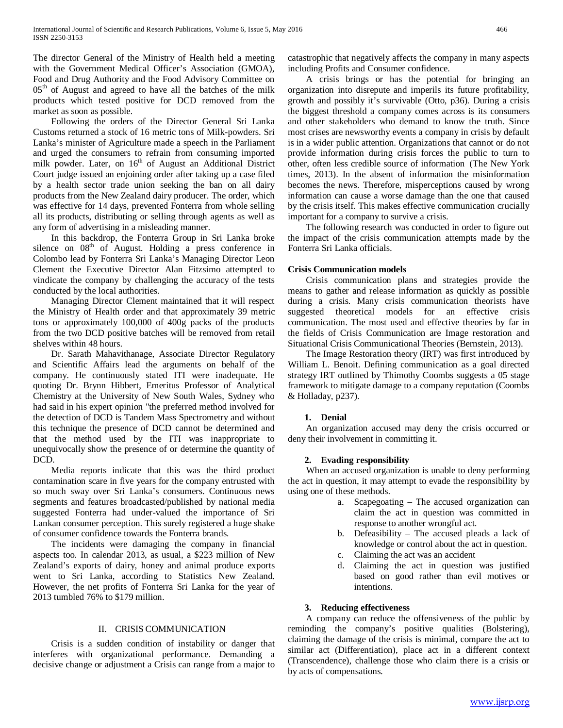The director General of the Ministry of Health held a meeting with the Government Medical Officer's Association (GMOA), Food and Drug Authority and the Food Advisory Committee on 05th of August and agreed to have all the batches of the milk products which tested positive for DCD removed from the market as soon as possible.

Following the orders of the Director General Sri Lanka Customs returned a stock of 16 metric tons of Milk-powders. Sri Lanka's minister of Agriculture made a speech in the Parliament and urged the consumers to refrain from consuming imported milk powder. Later, on 16th of August an Additional District Court judge issued an enjoining order after taking up a case filed by a health sector trade union seeking the ban on all dairy products from the New Zealand dairy producer. The order, which was effective for 14 days, prevented Fonterra from whole selling all its products, distributing or selling through agents as well as any form of advertising in a misleading manner.

In this backdrop, the Fonterra Group in Sri Lanka broke silence on 08th of August. Holding a press conference in Colombo lead by Fonterra Sri Lanka's Managing Director Leon Clement the Executive Director Alan Fitzsimo attempted to vindicate the company by challenging the accuracy of the tests conducted by the local authorities.

Managing Director Clement maintained that it will respect the Ministry of Health order and that approximately 39 metric tons or approximately 100,000 of 400g packs of the products from the two DCD positive batches will be removed from retail shelves within 48 hours.

Dr. Sarath Mahavithanage, Associate Director Regulatory and Scientific Affairs lead the arguments on behalf of the company. He continuously stated ITI were inadequate. He quoting Dr. Brynn Hibbert, Emeritus Professor of Analytical Chemistry at the University of New South Wales, Sydney who had said in his expert opinion "the preferred method involved for the detection of DCD is Tandem Mass Spectrometry and without this technique the presence of DCD cannot be determined and that the method used by the ITI was inappropriate to unequivocally show the presence of or determine the quantity of DCD.

Media reports indicate that this was the third product contamination scare in five years for the company entrusted with so much sway over Sri Lanka's consumers. Continuous news segments and features broadcasted/published by national media suggested Fonterra had under-valued the importance of Sri Lankan consumer perception. This surely registered a huge shake of consumer confidence towards the Fonterra brands.

The incidents were damaging the company in financial aspects too. In calendar 2013, as usual, a $223 million of New Zealand's exports of dairy, honey and animal produce exports went to Sri Lanka, according to Statistics New Zealand. However, the net profits of Fonterra Sri Lanka for the year of 2013 tumbled 76% to $179 million.

## II. CRISIS COMMUNICATION

Crisis is a sudden condition of instability or danger that interferes with organizational performance. Demanding a decisive change or adjustment a Crisis can range from a major to catastrophic that negatively affects the company in many aspects including Profits and Consumer confidence.

A crisis brings or has the potential for bringing an organization into disrepute and imperils its future profitability, growth and possibly it's survivable (Otto, p36). During a crisis the biggest threshold a company comes across is its consumers and other stakeholders who demand to know the truth. Since most crises are newsworthy events a company in crisis by default is in a wider public attention. Organizations that cannot or do not provide information during crisis forces the public to turn to other, often less credible source of information (The New York times, 2013). In the absent of information the misinformation becomes the news. Therefore, misperceptions caused by wrong information can cause a worse damage than the one that caused by the crisis itself. This makes effective communication crucially important for a company to survive a crisis.

The following research was conducted in order to figure out the impact of the crisis communication attempts made by the Fonterra Sri Lanka officials.

### Crisis Communication models

Crisis communication plans and strategies provide the means to gather and release information as quickly as possible during a crisis. Many crisis communication theorists have suggested theoretical models for an effective crisis communication. The most used and effective theories by far in the fields of Crisis Communication are Image restoration and Situational Crisis Communicational Theories (Bernstein, 2013).

The Image Restoration theory (IRT) was first introduced by William L. Benoit. Defining communication as a goal directed strategy IRT outlined by Thimothy Coombs suggests a 05 stage framework to mitigate damage to a company reputation (Coombs & Holladay, p237).

**1. Denial**

An organization accused may deny the crisis occurred or deny their involvement in committing it.

**2. Evading responsibility**

When an accused organization is unable to deny performing the act in question, it may attempt to evade the responsibility by using one of these methods.

a. Scapegoating – The accused organization can claim the act in question was committed in response to another wrongful act.
b. Defeasibility – The accused pleads a lack of knowledge or control about the act in question.
c. Claiming the act was an accident
d. Claiming the act in question was justified based on good rather than evil motives or intentions.

**3. Reducing effectiveness**

A company can reduce the offensiveness of the public by reminding the company's positive qualities (Bolstering), claiming the damage of the crisis is minimal, compare the act to similar act (Differentiation), place act in a different context (Transcendence), challenge those who claim there is a crisis or by acts of compensations.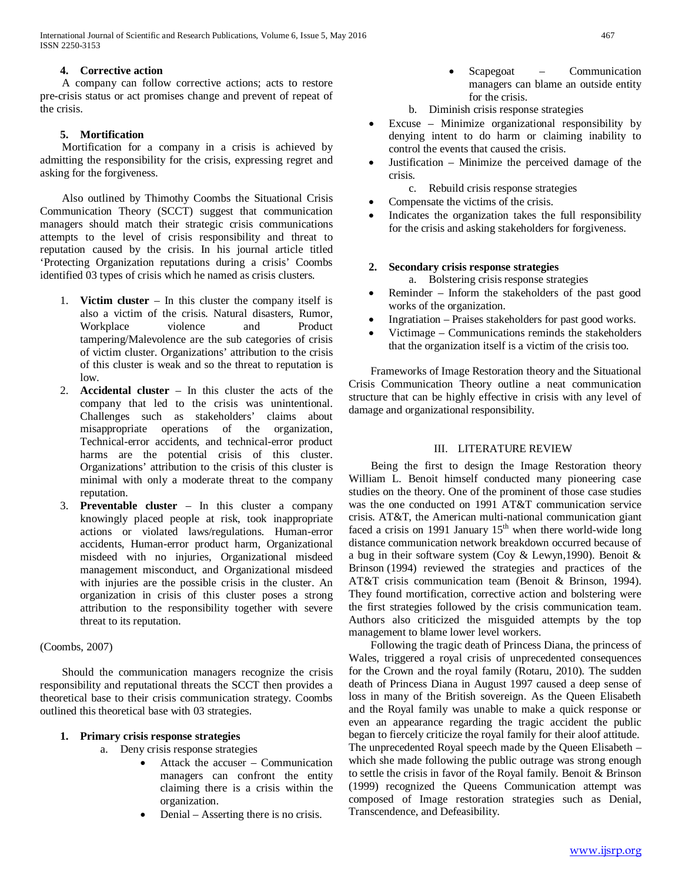**4. Corrective action**

A company can follow corrective actions; acts to restore pre-crisis status or act promises change and prevent of repeat of the crisis.

**5. Mortification**

Mortification for a company in a crisis is achieved by admitting the responsibility for the crisis, expressing regret and asking for the forgiveness.

Also outlined by Thimothy Coombs the Situational Crisis Communication Theory (SCCT) suggest that communication managers should match their strategic crisis communications attempts to the level of crisis responsibility and threat to reputation caused by the crisis. In his journal article titled 'Protecting Organization reputations during a crisis' Coombs identified 03 types of crisis which he named as crisis clusters.

1. **Victim cluster** – In this cluster the company itself is also a victim of the crisis. Natural disasters, Rumor, Workplace violence and Product tampering/Malevolence are the sub categories of crisis of victim cluster. Organizations' attribution to the crisis of this cluster is weak and so the threat to reputation is low.
2. **Accidental cluster** – In this cluster the acts of the company that led to the crisis was unintentional. Challenges such as stakeholders' claims about misappropriate operations of the organization, Technical-error accidents, and technical-error product harms are the potential crisis of this cluster. Organizations' attribution to the crisis of this cluster is minimal with only a moderate threat to the company reputation.
3. **Preventable cluster** – In this cluster a company knowingly placed people at risk, took inappropriate actions or violated laws/regulations. Human-error accidents, Human-error product harm, Organizational misdeed with no injuries, Organizational misdeed management misconduct, and Organizational misdeed with injuries are the possible crisis in the cluster. An organization in crisis of this cluster poses a strong attribution to the responsibility together with severe threat to its reputation.

(Coombs, 2007)

Should the communication managers recognize the crisis responsibility and reputational threats the SCCT then provides a theoretical base to their crisis communication strategy. Coombs outlined this theoretical base with 03 strategies.

**1. Primary crisis response strategies**

a. Deny crisis response strategies

- Attack the accuser – Communication managers can confront the entity claiming there is a crisis within the organization.
- Denial – Asserting there is no crisis.
- Scapegoat – Communication managers can blame an outside entity for the crisis.

b. Diminish crisis response strategies

- Excuse – Minimize organizational responsibility by denying intent to do harm or claiming inability to control the events that caused the crisis.
- Justification – Minimize the perceived damage of the crisis.

c. Rebuild crisis response strategies

- Compensate the victims of the crisis.
- Indicates the organization takes the full responsibility for the crisis and asking stakeholders for forgiveness.

**2. Secondary crisis response strategies**

a. Bolstering crisis response strategies

- Reminder – Inform the stakeholders of the past good works of the organization.
- Ingratiation – Praises stakeholders for past good works.
- Victimage – Communications reminds the stakeholders that the organization itself is a victim of the crisis too.

Frameworks of Image Restoration theory and the Situational Crisis Communication Theory outline a neat communication structure that can be highly effective in crisis with any level of damage and organizational responsibility.

## III. LITERATURE REVIEW

Being the first to design the Image Restoration theory William L. Benoit himself conducted many pioneering case studies on the theory. One of the prominent of those case studies was the one conducted on 1991 AT&T communication service crisis. AT&T, the American multi-national communication giant faced a crisis on 1991 January 15th when there world-wide long distance communication network breakdown occurred because of a bug in their software system (Coy & Lewyn,1990). Benoit & Brinson (1994) reviewed the strategies and practices of the AT&T crisis communication team (Benoit & Brinson, 1994). They found mortification, corrective action and bolstering were the first strategies followed by the crisis communication team. Authors also criticized the misguided attempts by the top management to blame lower level workers.

Following the tragic death of Princess Diana, the princess of Wales, triggered a royal crisis of unprecedented consequences for the Crown and the royal family (Rotaru, 2010). The sudden death of Princess Diana in August 1997 caused a deep sense of loss in many of the British sovereign. As the Queen Elisabeth and the Royal family was unable to make a quick response or even an appearance regarding the tragic accident the public began to fiercely criticize the royal family for their aloof attitude. The unprecedented Royal speech made by the Queen Elisabeth – which she made following the public outrage was strong enough to settle the crisis in favor of the Royal family. Benoit & Brinson (1999) recognized the Queens Communication attempt was composed of Image restoration strategies such as Denial, Transcendence, and Defeasibility.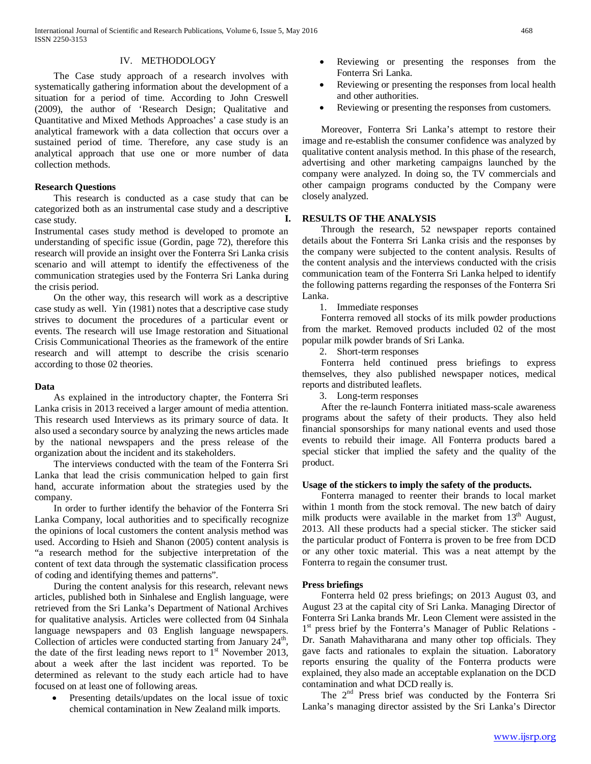## IV. METHODOLOGY

The Case study approach of a research involves with systematically gathering information about the development of a situation for a period of time. According to John Creswell (2009), the author of 'Research Design; Qualitative and Quantitative and Mixed Methods Approaches' a case study is an analytical framework with a data collection that occurs over a sustained period of time. Therefore, any case study is an analytical approach that use one or more number of data collection methods.

### Research Questions

This research is conducted as a case study that can be categorized both as an instrumental case study and a descriptive case study.

Instrumental cases study method is developed to promote an understanding of specific issue (Gordin, page 72), therefore this research will provide an insight over the Fonterra Sri Lanka crisis scenario and will attempt to identify the effectiveness of the communication strategies used by the Fonterra Sri Lanka during the crisis period.

On the other way, this research will work as a descriptive case study as well. Yin (1981) notes that a descriptive case study strives to document the procedures of a particular event or events. The research will use Image restoration and Situational Crisis Communicational Theories as the framework of the entire research and will attempt to describe the crisis scenario according to those 02 theories.

### Data

As explained in the introductory chapter, the Fonterra Sri Lanka crisis in 2013 received a larger amount of media attention. This research used Interviews as its primary source of data. It also used a secondary source by analyzing the news articles made by the national newspapers and the press release of the organization about the incident and its stakeholders.

The interviews conducted with the team of the Fonterra Sri Lanka that lead the crisis communication helped to gain first hand, accurate information about the strategies used by the company.

In order to further identify the behavior of the Fonterra Sri Lanka Company, local authorities and to specifically recognize the opinions of local customers the content analysis method was used. According to Hsieh and Shanon (2005) content analysis is "a research method for the subjective interpretation of the content of text data through the systematic classification process of coding and identifying themes and patterns".

During the content analysis for this research, relevant news articles, published both in Sinhalese and English language, were retrieved from the Sri Lanka's Department of National Archives for qualitative analysis. Articles were collected from 04 Sinhala language newspapers and 03 English language newspapers. Collection of articles were conducted starting from January 24th, the date of the first leading news report to 1st November 2013, about a week after the last incident was reported. To be determined as relevant to the study each article had to have focused on at least one of following areas.

- Presenting details/updates on the local issue of toxic chemical contamination in New Zealand milk imports.
- Reviewing or presenting the responses from the Fonterra Sri Lanka.
- Reviewing or presenting the responses from local health and other authorities.
- Reviewing or presenting the responses from customers.

Moreover, Fonterra Sri Lanka's attempt to restore their image and re-establish the consumer confidence was analyzed by qualitative content analysis method. In this phase of the research, advertising and other marketing campaigns launched by the company were analyzed. In doing so, the TV commercials and other campaign programs conducted by the Company were closely analyzed.

## I. RESULTS OF THE ANALYSIS

Through the research, 52 newspaper reports contained details about the Fonterra Sri Lanka crisis and the responses by the company were subjected to the content analysis. Results of the content analysis and the interviews conducted with the crisis communication team of the Fonterra Sri Lanka helped to identify the following patterns regarding the responses of the Fonterra Sri Lanka.

1. Immediate responses

Fonterra removed all stocks of its milk powder productions from the market. Removed products included 02 of the most popular milk powder brands of Sri Lanka.

2. Short-term responses

Fonterra held continued press briefings to express themselves, they also published newspaper notices, medical reports and distributed leaflets.

3. Long-term responses

After the re-launch Fonterra initiated mass-scale awareness programs about the safety of their products. They also held financial sponsorships for many national events and used those events to rebuild their image. All Fonterra products bared a special sticker that implied the safety and the quality of the product.

### Usage of the stickers to imply the safety of the products.

Fonterra managed to reenter their brands to local market within 1 month from the stock removal. The new batch of dairy milk products were available in the market from 13th August, 2013. All these products had a special sticker. The sticker said the particular product of Fonterra is proven to be free from DCD or any other toxic material. This was a neat attempt by the Fonterra to regain the consumer trust.

### Press briefings

Fonterra held 02 press briefings; on 2013 August 03, and August 23 at the capital city of Sri Lanka. Managing Director of Fonterra Sri Lanka brands Mr. Leon Clement were assisted in the 1st press brief by the Fonterra's Manager of Public Relations - Dr. Sanath Mahavitharana and many other top officials. They gave facts and rationales to explain the situation. Laboratory reports ensuring the quality of the Fonterra products were explained, they also made an acceptable explanation on the DCD contamination and what DCD really is.

The 2nd Press brief was conducted by the Fonterra Sri Lanka's managing director assisted by the Sri Lanka's Director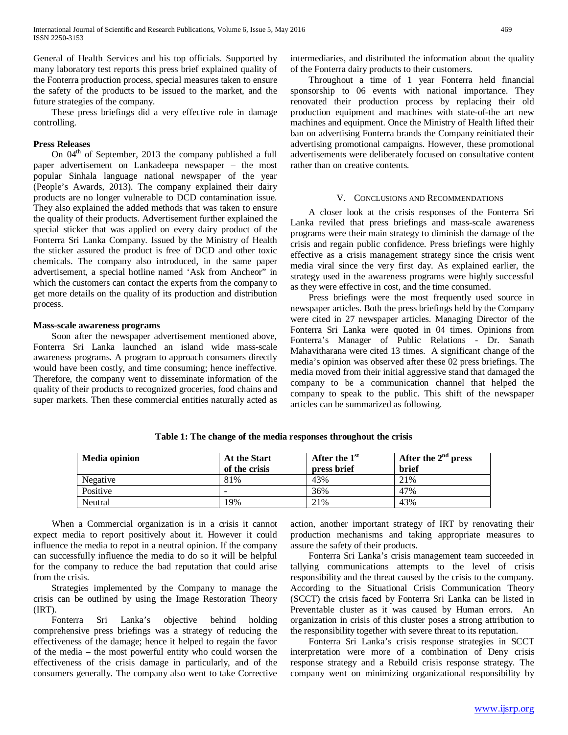General of Health Services and his top officials. Supported by many laboratory test reports this press brief explained quality of the Fonterra production process, special measures taken to ensure the safety of the products to be issued to the market, and the future strategies of the company.

These press briefings did a very effective role in damage controlling.

**Press Releases**

On 04th of September, 2013 the company published a full paper advertisement on Lankadeepa newspaper – the most popular Sinhala language national newspaper of the year (People's Awards, 2013). The company explained their dairy products are no longer vulnerable to DCD contamination issue. They also explained the added methods that was taken to ensure the quality of their products. Advertisement further explained the special sticker that was applied on every dairy product of the Fonterra Sri Lanka Company. Issued by the Ministry of Health the sticker assured the product is free of DCD and other toxic chemicals. The company also introduced, in the same paper advertisement, a special hotline named 'Ask from Ancheor" in which the customers can contact the experts from the company to get more details on the quality of its production and distribution process.

**Mass-scale awareness programs**

Soon after the newspaper advertisement mentioned above, Fonterra Sri Lanka launched an island wide mass-scale awareness programs. A program to approach consumers directly would have been costly, and time consuming; hence ineffective. Therefore, the company went to disseminate information of the quality of their products to recognized groceries, food chains and super markets. Then these commercial entities naturally acted as intermediaries, and distributed the information about the quality of the Fonterra dairy products to their customers.

Throughout a time of 1 year Fonterra held financial sponsorship to 06 events with national importance. They renovated their production process by replacing their old production equipment and machines with state-of-the art new machines and equipment. Once the Ministry of Health lifted their ban on advertising Fonterra brands the Company reinitiated their advertising promotional campaigns. However, these promotional advertisements were deliberately focused on consultative content rather than on creative contents.

## V. Conclusions and Recommendations

A closer look at the crisis responses of the Fonterra Sri Lanka reviled that press briefings and mass-scale awareness programs were their main strategy to diminish the damage of the crisis and regain public confidence. Press briefings were highly effective as a crisis management strategy since the crisis went media viral since the very first day. As explained earlier, the strategy used in the awareness programs were highly successful as they were effective in cost, and the time consumed.

Press briefings were the most frequently used source in newspaper articles. Both the press briefings held by the Company were cited in 27 newspaper articles. Managing Director of the Fonterra Sri Lanka were quoted in 04 times. Opinions from Fonterra's Manager of Public Relations - Dr. Sanath Mahavitharana were cited 13 times. A significant change of the media's opinion was observed after these 02 press briefings. The media moved from their initial aggressive stand that damaged the company to be a communication channel that helped the company to speak to the public. This shift of the newspaper articles can be summarized as following.

**Table 1: The change of the media responses throughout the crisis**

| Media opinion | At the Start of the crisis | After the 1st press brief | After the 2nd press brief |
|---|---|---|---|
| Negative | 81% | 43% | 21% |
| Positive | - | 36% | 47% |
| Neutral | 19% | 21% | 43% |

When a Commercial organization is in a crisis it cannot expect media to report positively about it. However it could influence the media to repot in a neutral opinion. If the company can successfully influence the media to do so it will be helpful for the company to reduce the bad reputation that could arise from the crisis.

Strategies implemented by the Company to manage the crisis can be outlined by using the Image Restoration Theory (IRT).

Fonterra Sri Lanka's objective behind holding comprehensive press briefings was a strategy of reducing the effectiveness of the damage; hence it helped to regain the favor of the media – the most powerful entity who could worsen the effectiveness of the crisis damage in particularly, and of the consumers generally. The company also went to take Corrective action, another important strategy of IRT by renovating their production mechanisms and taking appropriate measures to assure the safety of their products.

Fonterra Sri Lanka's crisis management team succeeded in tallying communications attempts to the level of crisis responsibility and the threat caused by the crisis to the company. According to the Situational Crisis Communication Theory (SCCT) the crisis faced by Fonterra Sri Lanka can be listed in Preventable cluster as it was caused by Human errors. An organization in crisis of this cluster poses a strong attribution to the responsibility together with severe threat to its reputation.

Fonterra Sri Lanka's crisis response strategies in SCCT interpretation were more of a combination of Deny crisis response strategy and a Rebuild crisis response strategy. The company went on minimizing organizational responsibility by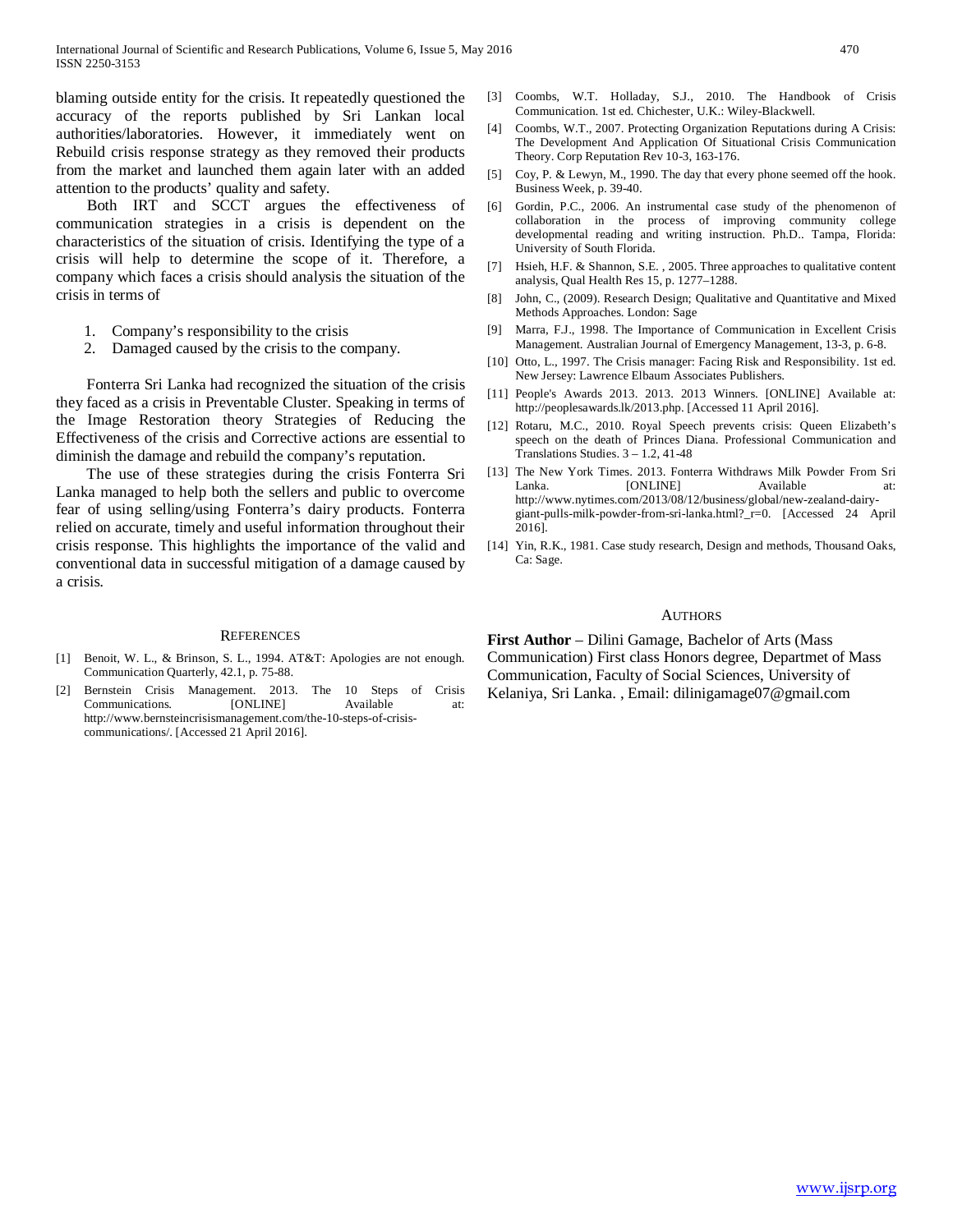blaming outside entity for the crisis. It repeatedly questioned the accuracy of the reports published by Sri Lankan local authorities/laboratories. However, it immediately went on Rebuild crisis response strategy as they removed their products from the market and launched them again later with an added attention to the products' quality and safety.

Both IRT and SCCT argues the effectiveness of communication strategies in a crisis is dependent on the characteristics of the situation of crisis. Identifying the type of a crisis will help to determine the scope of it. Therefore, a company which faces a crisis should analysis the situation of the crisis in terms of

1. Company's responsibility to the crisis
2. Damaged caused by the crisis to the company.

Fonterra Sri Lanka had recognized the situation of the crisis they faced as a crisis in Preventable Cluster. Speaking in terms of the Image Restoration theory Strategies of Reducing the Effectiveness of the crisis and Corrective actions are essential to diminish the damage and rebuild the company's reputation.

The use of these strategies during the crisis Fonterra Sri Lanka managed to help both the sellers and public to overcome fear of using selling/using Fonterra's dairy products. Fonterra relied on accurate, timely and useful information throughout their crisis response. This highlights the importance of the valid and conventional data in successful mitigation of a damage caused by a crisis.

## References

[1] Benoit, W. L., & Brinson, S. L., 1994. AT&T: Apologies are not enough. Communication Quarterly, 42.1, p. 75-88.

[2] Bernstein Crisis Management. 2013. The 10 Steps of Crisis Communications. [ONLINE] Available at: http://www.bernsteincrisismanagement.com/the-10-steps-of-crisis-communications/. [Accessed 21 April 2016].

[3] Coombs, W.T. Holladay, S.J., 2010. The Handbook of Crisis Communication. 1st ed. Chichester, U.K.: Wiley-Blackwell.

[4] Coombs, W.T., 2007. Protecting Organization Reputations during A Crisis: The Development And Application Of Situational Crisis Communication Theory. Corp Reputation Rev 10-3, 163-176.

[5] Coy, P. & Lewyn, M., 1990. The day that every phone seemed off the hook. Business Week, p. 39-40.

[6] Gordin, P.C., 2006. An instrumental case study of the phenomenon of collaboration in the process of improving community college developmental reading and writing instruction. Ph.D.. Tampa, Florida: University of South Florida.

[7] Hsieh, H.F. & Shannon, S.E. , 2005. Three approaches to qualitative content analysis, Qual Health Res 15, p. 1277–1288.

[8] John, C., (2009). Research Design; Qualitative and Quantitative and Mixed Methods Approaches. London: Sage

[9] Marra, F.J., 1998. The Importance of Communication in Excellent Crisis Management. Australian Journal of Emergency Management, 13-3, p. 6-8.

[10] Otto, L., 1997. The Crisis manager: Facing Risk and Responsibility. 1st ed. New Jersey: Lawrence Elbaum Associates Publishers.

[11] People's Awards 2013. 2013. 2013 Winners. [ONLINE] Available at: http://peoplesawards.lk/2013.php. [Accessed 11 April 2016].

[12] Rotaru, M.C., 2010. Royal Speech prevents crisis: Queen Elizabeth's speech on the death of Princes Diana. Professional Communication and Translations Studies. 3 – 1.2, 41-48

[13] The New York Times. 2013. Fonterra Withdraws Milk Powder From Sri Lanka. [ONLINE] Available at: http://www.nytimes.com/2013/08/12/business/global/new-zealand-dairy-giant-pulls-milk-powder-from-sri-lanka.html?_r=0. [Accessed 24 April 2016].

[14] Yin, R.K., 1981. Case study research, Design and methods, Thousand Oaks, Ca: Sage.

## Authors

**First Author** – Dilini Gamage, Bachelor of Arts (Mass Communication) First class Honors degree, Departmet of Mass Communication, Faculty of Social Sciences, University of Kelaniya, Sri Lanka. , Email: dilinigamage07@gmail.com